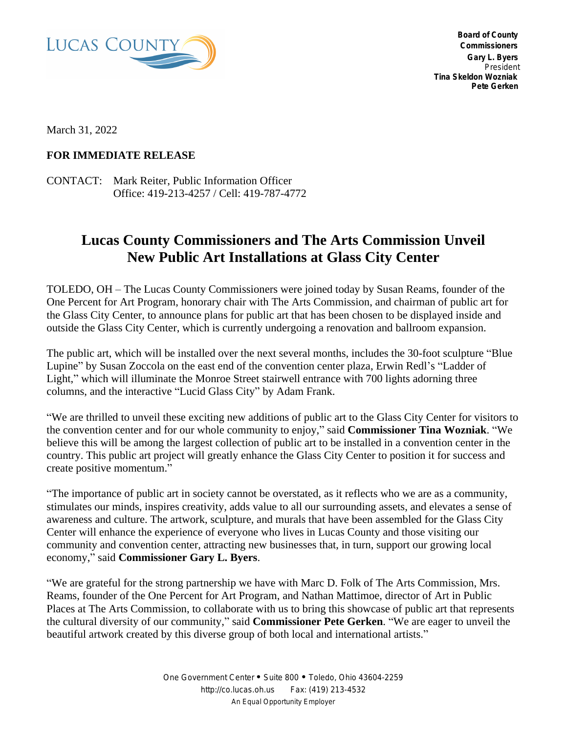LUCAS COUNTY

**Board of County Commissioners**
**Gary L. Byers**
President
**Tina Skeldon Wozniak**
**Pete Gerken**

March 31, 2022

**FOR IMMEDIATE RELEASE**

CONTACT: Mark Reiter, Public Information Officer
Office: 419-213-4257 / Cell: 419-787-4772

# Lucas County Commissioners and The Arts Commission Unveil New Public Art Installations at Glass City Center

TOLEDO, OH – The Lucas County Commissioners were joined today by Susan Reams, founder of the One Percent for Art Program, honorary chair with The Arts Commission, and chairman of public art for the Glass City Center, to announce plans for public art that has been chosen to be displayed inside and outside the Glass City Center, which is currently undergoing a renovation and ballroom expansion.

The public art, which will be installed over the next several months, includes the 30-foot sculpture "Blue Lupine" by Susan Zoccola on the east end of the convention center plaza, Erwin Redl's "Ladder of Light," which will illuminate the Monroe Street stairwell entrance with 700 lights adorning three columns, and the interactive "Lucid Glass City" by Adam Frank.

"We are thrilled to unveil these exciting new additions of public art to the Glass City Center for visitors to the convention center and for our whole community to enjoy," said **Commissioner Tina Wozniak**. "We believe this will be among the largest collection of public art to be installed in a convention center in the country. This public art project will greatly enhance the Glass City Center to position it for success and create positive momentum."

"The importance of public art in society cannot be overstated, as it reflects who we are as a community, stimulates our minds, inspires creativity, adds value to all our surrounding assets, and elevates a sense of awareness and culture. The artwork, sculpture, and murals that have been assembled for the Glass City Center will enhance the experience of everyone who lives in Lucas County and those visiting our community and convention center, attracting new businesses that, in turn, support our growing local economy," said **Commissioner Gary L. Byers**.

"We are grateful for the strong partnership we have with Marc D. Folk of The Arts Commission, Mrs. Reams, founder of the One Percent for Art Program, and Nathan Mattimoe, director of Art in Public Places at The Arts Commission, to collaborate with us to bring this showcase of public art that represents the cultural diversity of our community," said **Commissioner Pete Gerken**. "We are eager to unveil the beautiful artwork created by this diverse group of both local and international artists."

One Government Center • Suite 800 • Toledo, Ohio 43604-2259
http://co.lucas.oh.us Fax: (419) 213-4532
An Equal Opportunity Employer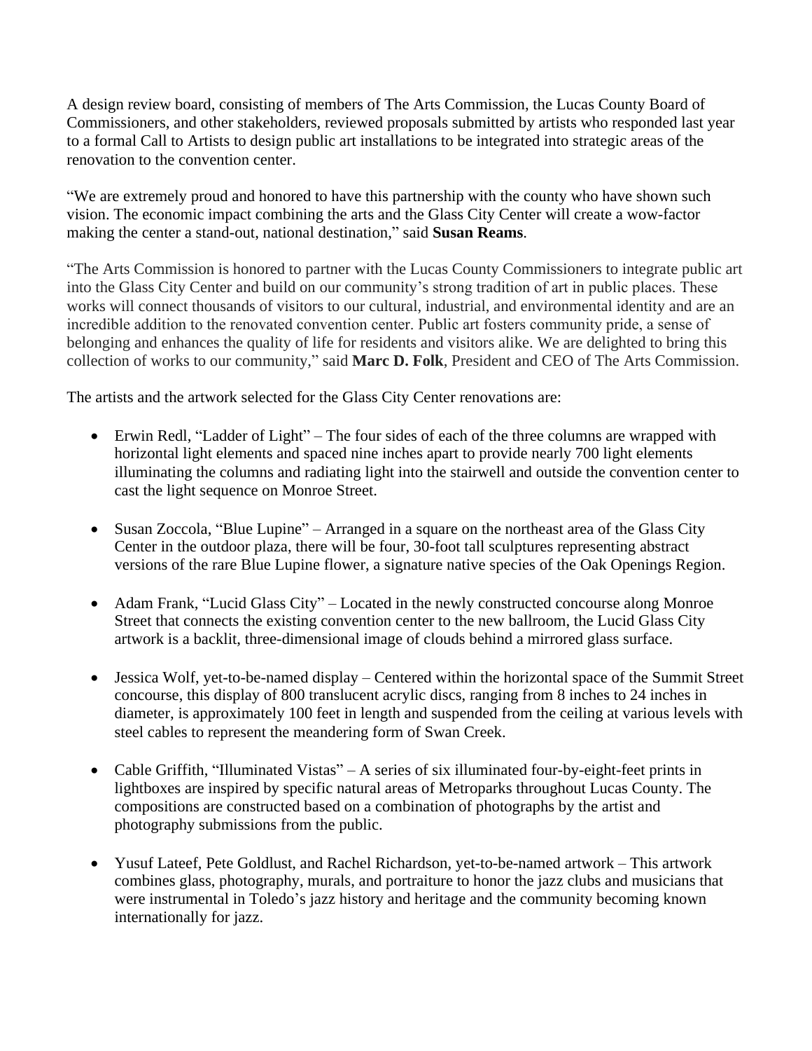A design review board, consisting of members of The Arts Commission, the Lucas County Board of Commissioners, and other stakeholders, reviewed proposals submitted by artists who responded last year to a formal Call to Artists to design public art installations to be integrated into strategic areas of the renovation to the convention center.

"We are extremely proud and honored to have this partnership with the county who have shown such vision. The economic impact combining the arts and the Glass City Center will create a wow-factor making the center a stand-out, national destination," said **Susan Reams**.

"The Arts Commission is honored to partner with the Lucas County Commissioners to integrate public art into the Glass City Center and build on our community's strong tradition of art in public places. These works will connect thousands of visitors to our cultural, industrial, and environmental identity and are an incredible addition to the renovated convention center. Public art fosters community pride, a sense of belonging and enhances the quality of life for residents and visitors alike. We are delighted to bring this collection of works to our community," said **Marc D. Folk**, President and CEO of The Arts Commission.

The artists and the artwork selected for the Glass City Center renovations are:

- Erwin Redl, "Ladder of Light" – The four sides of each of the three columns are wrapped with horizontal light elements and spaced nine inches apart to provide nearly 700 light elements illuminating the columns and radiating light into the stairwell and outside the convention center to cast the light sequence on Monroe Street.

- Susan Zoccola, "Blue Lupine" – Arranged in a square on the northeast area of the Glass City Center in the outdoor plaza, there will be four, 30-foot tall sculptures representing abstract versions of the rare Blue Lupine flower, a signature native species of the Oak Openings Region.

- Adam Frank, "Lucid Glass City" – Located in the newly constructed concourse along Monroe Street that connects the existing convention center to the new ballroom, the Lucid Glass City artwork is a backlit, three-dimensional image of clouds behind a mirrored glass surface.

- Jessica Wolf, yet-to-be-named display – Centered within the horizontal space of the Summit Street concourse, this display of 800 translucent acrylic discs, ranging from 8 inches to 24 inches in diameter, is approximately 100 feet in length and suspended from the ceiling at various levels with steel cables to represent the meandering form of Swan Creek.

- Cable Griffith, "Illuminated Vistas" – A series of six illuminated four-by-eight-feet prints in lightboxes are inspired by specific natural areas of Metroparks throughout Lucas County. The compositions are constructed based on a combination of photographs by the artist and photography submissions from the public.

- Yusuf Lateef, Pete Goldlust, and Rachel Richardson, yet-to-be-named artwork – This artwork combines glass, photography, murals, and portraiture to honor the jazz clubs and musicians that were instrumental in Toledo's jazz history and heritage and the community becoming known internationally for jazz.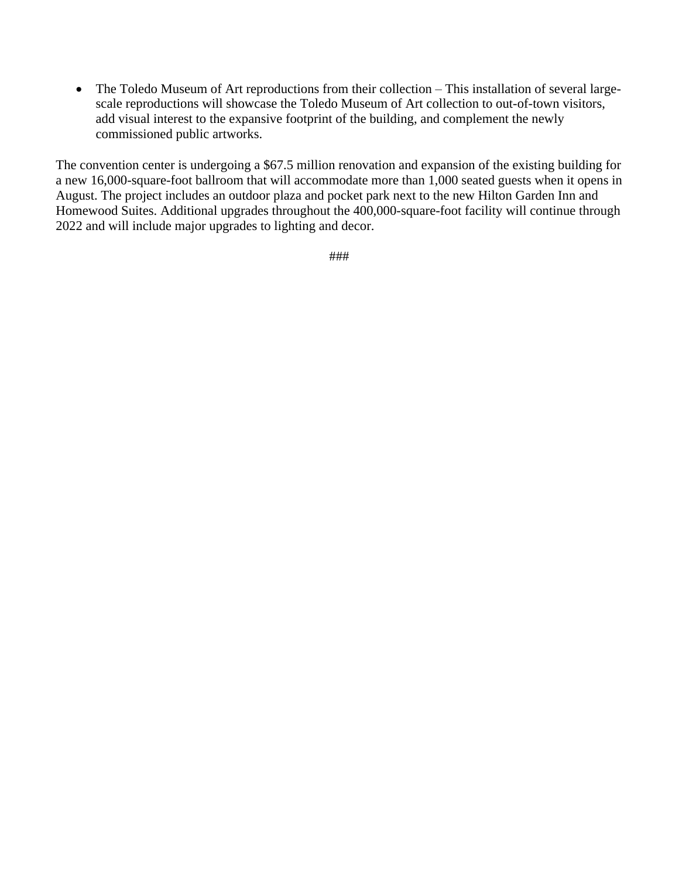- The Toledo Museum of Art reproductions from their collection – This installation of several large-scale reproductions will showcase the Toledo Museum of Art collection to out-of-town visitors, add visual interest to the expansive footprint of the building, and complement the newly commissioned public artworks.

The convention center is undergoing a $67.5 million renovation and expansion of the existing building for a new 16,000-square-foot ballroom that will accommodate more than 1,000 seated guests when it opens in August. The project includes an outdoor plaza and pocket park next to the new Hilton Garden Inn and Homewood Suites. Additional upgrades throughout the 400,000-square-foot facility will continue through 2022 and will include major upgrades to lighting and decor.

###